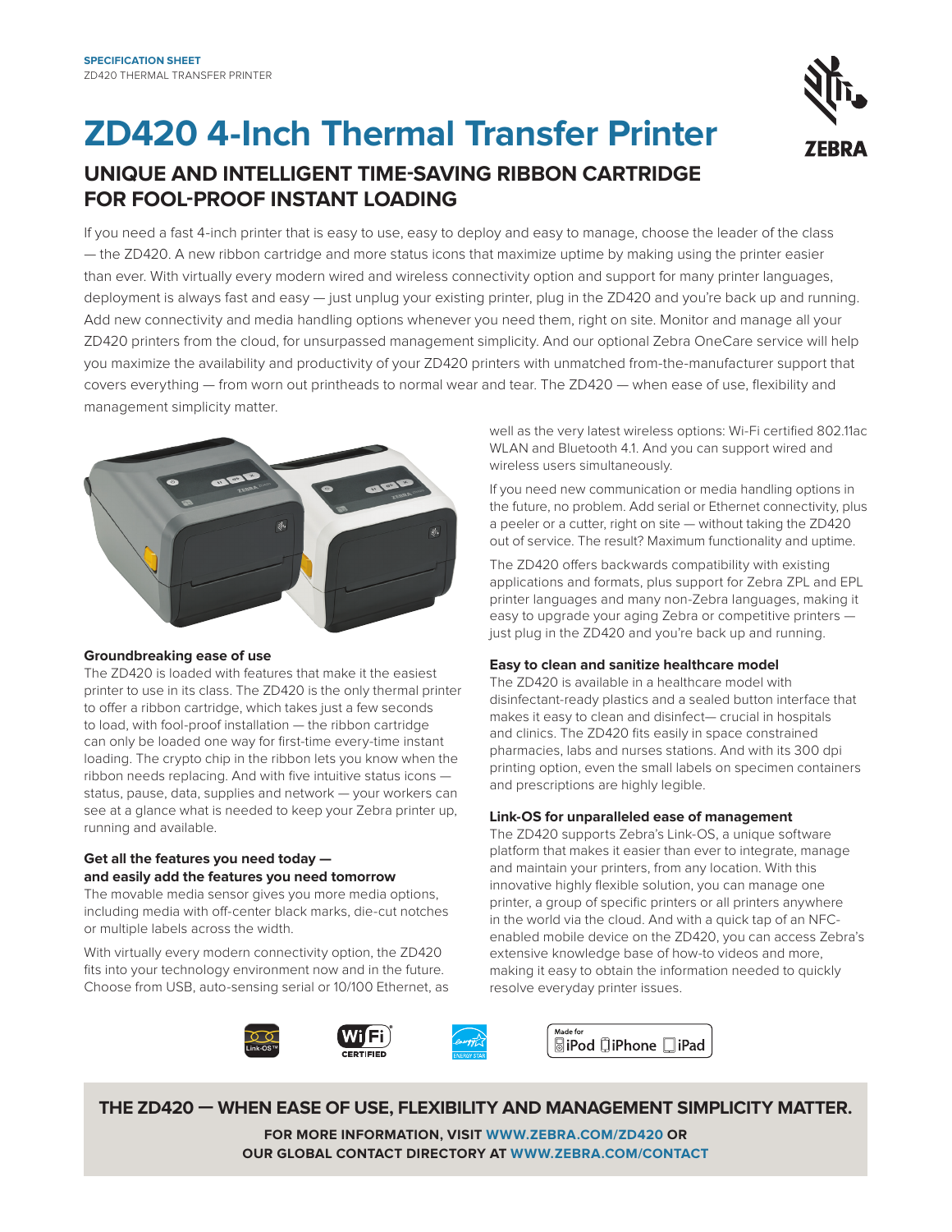**SPECIFICATION SHEET**
ZD420 THERMAL TRANSFER PRINTER

# ZD420 4-Inch Thermal Transfer Printer

## UNIQUE AND INTELLIGENT TIME-SAVING RIBBON CARTRIDGE FOR FOOL-PROOF INSTANT LOADING

If you need a fast 4-inch printer that is easy to use, easy to deploy and easy to manage, choose the leader of the class — the ZD420. A new ribbon cartridge and more status icons that maximize uptime by making using the printer easier than ever. With virtually every modern wired and wireless connectivity option and support for many printer languages, deployment is always fast and easy — just unplug your existing printer, plug in the ZD420 and you're back up and running. Add new connectivity and media handling options whenever you need them, right on site. Monitor and manage all your ZD420 printers from the cloud, for unsurpassed management simplicity. And our optional Zebra OneCare service will help you maximize the availability and productivity of your ZD420 printers with unmatched from-the-manufacturer support that covers everything — from worn out printheads to normal wear and tear. The ZD420 — when ease of use, flexibility and management simplicity matter.

### Groundbreaking ease of use

The ZD420 is loaded with features that make it the easiest printer to use in its class. The ZD420 is the only thermal printer to offer a ribbon cartridge, which takes just a few seconds to load, with fool-proof installation — the ribbon cartridge can only be loaded one way for first-time every-time instant loading. The crypto chip in the ribbon lets you know when the ribbon needs replacing. And with five intuitive status icons — status, pause, data, supplies and network — your workers can see at a glance what is needed to keep your Zebra printer up, running and available.

### Get all the features you need today — and easily add the features you need tomorrow

The movable media sensor gives you more media options, including media with off-center black marks, die-cut notches or multiple labels across the width.

With virtually every modern connectivity option, the ZD420 fits into your technology environment now and in the future. Choose from USB, auto-sensing serial or 10/100 Ethernet, as well as the very latest wireless options: Wi-Fi certified 802.11ac WLAN and Bluetooth 4.1. And you can support wired and wireless users simultaneously.

If you need new communication or media handling options in the future, no problem. Add serial or Ethernet connectivity, plus a peeler or a cutter, right on site — without taking the ZD420 out of service. The result? Maximum functionality and uptime.

The ZD420 offers backwards compatibility with existing applications and formats, plus support for Zebra ZPL and EPL printer languages and many non-Zebra languages, making it easy to upgrade your aging Zebra or competitive printers — just plug in the ZD420 and you're back up and running.

### Easy to clean and sanitize healthcare model

The ZD420 is available in a healthcare model with disinfectant-ready plastics and a sealed button interface that makes it easy to clean and disinfect— crucial in hospitals and clinics. The ZD420 fits easily in space constrained pharmacies, labs and nurses stations. And with its 300 dpi printing option, even the small labels on specimen containers and prescriptions are highly legible.

### Link-OS for unparalleled ease of management

The ZD420 supports Zebra's Link-OS, a unique software platform that makes it easier than ever to integrate, manage and maintain your printers, from any location. With this innovative highly flexible solution, you can manage one printer, a group of specific printers or all printers anywhere in the world via the cloud. And with a quick tap of an NFC-enabled mobile device on the ZD420, you can access Zebra's extensive knowledge base of how-to videos and more, making it easy to obtain the information needed to quickly resolve everyday printer issues.

**THE ZD420 — WHEN EASE OF USE, FLEXIBILITY AND MANAGEMENT SIMPLICITY MATTER.**

**FOR MORE INFORMATION, VISIT WWW.ZEBRA.COM/ZD420 OR OUR GLOBAL CONTACT DIRECTORY AT WWW.ZEBRA.COM/CONTACT**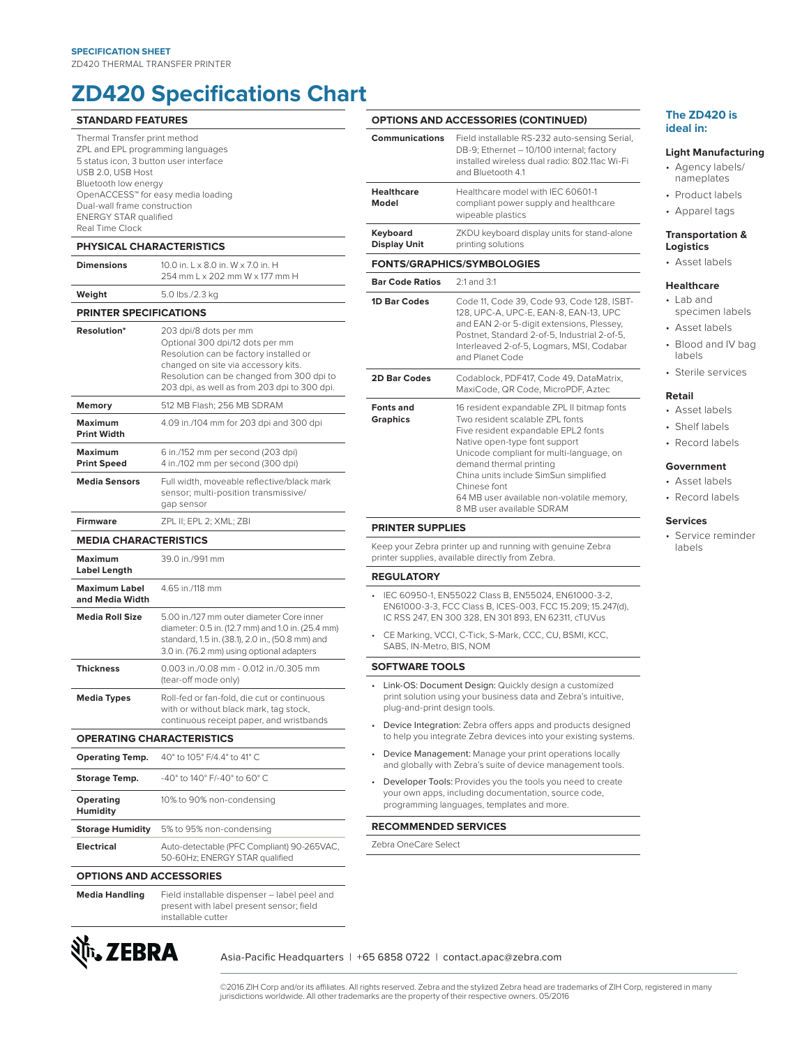SPECIFICATION SHEET
ZD420 THERMAL TRANSFER PRINTER

# ZD420 Specifications Chart

## STANDARD FEATURES

Thermal Transfer print method
ZPL and EPL programming languages
5 status icon, 3 button user interface
USB 2.0, USB Host
Bluetooth low energy
OpenACCESS™ for easy media loading
Dual-wall frame construction
ENERGY STAR qualified
Real Time Clock

## PHYSICAL CHARACTERISTICS

| | |
|---|---|
| **Dimensions** | 10.0 in. L x 8.0 in. W x 7.0 in. H<br>254 mm L x 202 mm W x 177 mm H |
| **Weight** | 5.0 lbs./2.3 kg |

## PRINTER SPECIFICATIONS

| | |
|---|---|
| **Resolution*** | 203 dpi/8 dots per mm<br>Optional 300 dpi/12 dots per mm<br>Resolution can be factory installed or changed on site via accessory kits.<br>Resolution can be changed from 300 dpi to 203 dpi, as well as from 203 dpi to 300 dpi. |
| **Memory** | 512 MB Flash; 256 MB SDRAM |
| **Maximum Print Width** | 4.09 in./104 mm for 203 dpi and 300 dpi |
| **Maximum Print Speed** | 6 in./152 mm per second (203 dpi)<br>4 in./102 mm per second (300 dpi) |
| **Media Sensors** | Full width, moveable reflective/black mark sensor; multi-position transmissive/gap sensor |
| **Firmware** | ZPL II; EPL 2; XML; ZBI |

## MEDIA CHARACTERISTICS

| | |
|---|---|
| **Maximum Label Length** | 39.0 in./991 mm |
| **Maximum Label and Media Width** | 4.65 in./118 mm |
| **Media Roll Size** | 5.00 in./127 mm outer diameter Core inner diameter: 0.5 in. (12.7 mm) and 1.0 in. (25.4 mm) standard, 1.5 in. (38.1), 2.0 in., (50.8 mm) and 3.0 in. (76.2 mm) using optional adapters |
| **Thickness** | 0.003 in./0.08 mm - 0.012 in./0.305 mm (tear-off mode only) |
| **Media Types** | Roll-fed or fan-fold, die cut or continuous with or without black mark, tag stock, continuous receipt paper, and wristbands |

## OPERATING CHARACTERISTICS

| | |
|---|---|
| **Operating Temp.** | 40° to 105° F/4.4° to 41° C |
| **Storage Temp.** | -40° to 140° F/-40° to 60° C |
| **Operating Humidity** | 10% to 90% non-condensing |
| **Storage Humidity** | 5% to 95% non-condensing |
| **Electrical** | Auto-detectable (PFC Compliant) 90-265VAC, 50-60Hz; ENERGY STAR qualified |

## OPTIONS AND ACCESSORIES

| | |
|---|---|
| **Media Handling** | Field installable dispenser – label peel and present with label present sensor; field installable cutter |

## OPTIONS AND ACCESSORIES (CONTINUED)

| | |
|---|---|
| **Communications** | Field installable RS-232 auto-sensing Serial, DB-9; Ethernet – 10/100 internal; factory installed wireless dual radio: 802.11ac Wi-Fi and Bluetooth 4.1 |
| **Healthcare Model** | Healthcare model with IEC 60601-1 compliant power supply and healthcare wipeable plastics |
| **Keyboard Display Unit** | ZKDU keyboard display units for stand-alone printing solutions |

## FONTS/GRAPHICS/SYMBOLOGIES

| | |
|---|---|
| **Bar Code Ratios** | 2:1 and 3:1 |
| **1D Bar Codes** | Code 11, Code 39, Code 93, Code 128, ISBT-128, UPC-A, UPC-E, EAN-8, EAN-13, UPC and EAN 2-or 5-digit extensions, Plessey, Postnet, Standard 2-of-5, Industrial 2-of-5, Interleaved 2-of-5, Logmars, MSI, Codabar and Planet Code |
| **2D Bar Codes** | Codablock, PDF417, Code 49, DataMatrix, MaxiCode, QR Code, MicroPDF, Aztec |
| **Fonts and Graphics** | 16 resident expandable ZPL II bitmap fonts<br>Two resident scalable ZPL fonts<br>Five resident expandable EPL2 fonts<br>Native open-type font support<br>Unicode compliant for multi-language, on demand thermal printing<br>China units include SimSun simplified Chinese font<br>64 MB user available non-volatile memory, 8 MB user available SDRAM |

## PRINTER SUPPLIES

Keep your Zebra printer up and running with genuine Zebra printer supplies, available directly from Zebra.

## REGULATORY

- IEC 60950-1, EN55022 Class B, EN55024, EN61000-3-2, EN61000-3-3, FCC Class B, ICES-003, FCC 15.209; 15.247(d), IC RSS 247, EN 300 328, EN 301 893, EN 62311, cTUVus
- CE Marking, VCCI, C-Tick, S-Mark, CCC, CU, BSMI, KCC, SABS, IN-Metro, BIS, NOM

## SOFTWARE TOOLS

- Link-OS: Document Design: Quickly design a customized print solution using your business data and Zebra's intuitive, plug-and-print design tools.
- Device Integration: Zebra offers apps and products designed to help you integrate Zebra devices into your existing systems.
- Device Management: Manage your print operations locally and globally with Zebra's suite of device management tools.
- Developer Tools: Provides you the tools you need to create your own apps, including documentation, source code, programming languages, templates and more.

## RECOMMENDED SERVICES

Zebra OneCare Select

## The ZD420 is ideal in:

### Light Manufacturing
- Agency labels/nameplates
- Product labels
- Apparel tags

### Transportation & Logistics
- Asset labels

### Healthcare
- Lab and specimen labels
- Asset labels
- Blood and IV bag labels
- Sterile services

### Retail
- Asset labels
- Shelf labels
- Record labels

### Government
- Asset labels
- Record labels

### Services
- Service reminder labels

ZEBRA

Asia-Pacific Headquarters | +65 6858 0722 | contact.apac@zebra.com

©2016 ZIH Corp and/or its affiliates. All rights reserved. Zebra and the stylized Zebra head are trademarks of ZIH Corp, registered in many jurisdictions worldwide. All other trademarks are the property of their respective owners. 05/2016